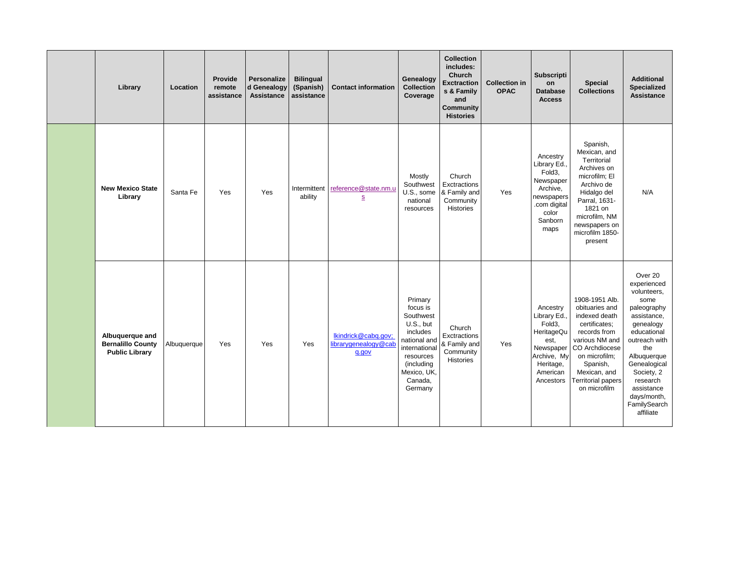| | Library | Location | Provide remote assistance | Personalized Genealogy Assistance | Bilingual (Spanish) assistance | Contact information | Genealogy Collection Coverage | Collection includes: Church Exctractions & Family and Community Histories | Collection in OPAC | Subscription Database Access | Special Collections | Additional Specialized Assistance |
|---|---|---|---|---|---|---|---|---|---|---|---|---|
| | **New Mexico State Library** | Santa Fe | Yes | Yes | Intermittent ability | reference@state.nm.us | Mostly Southwest U.S., some national resources | Church Exctractions & Family and Community Histories | Yes | Ancestry Library Ed., Fold3, Newspaper Archive, newspapers.com digital color Sanborn maps | Spanish, Mexican, and Territorial Archives on microfilm; El Archivo de Hidalgo del Parral, 1631-1821 on microfilm, NM newspapers on microfilm 1850-present | N/A |
| | **Albuquerque and Bernalillo County Public Library** | Albuquerque | Yes | Yes | Yes | lkindrick@cabq.gov; librarygenealogy@cabq.gov | Primary focus is Southwest U.S., but includes national and international resources (including Mexico, UK, Canada, Germany | Church Exctractions & Family and Community Histories | Yes | Ancestry Library Ed., Fold3, HeritageQuest, Newspaper Archive, My Heritage, American Ancestors | 1908-1951 Alb. obituaries and indexed death certificates; records from various NM and CO Archdiocese on microfilm; Spanish, Mexican, and Territorial papers on microfilm | Over 20 experienced volunteers, some paleography assistance, genealogy educational outreach with the Albuquerque Genealogical Society, 2 research assistance days/month, FamilySearch affiliate |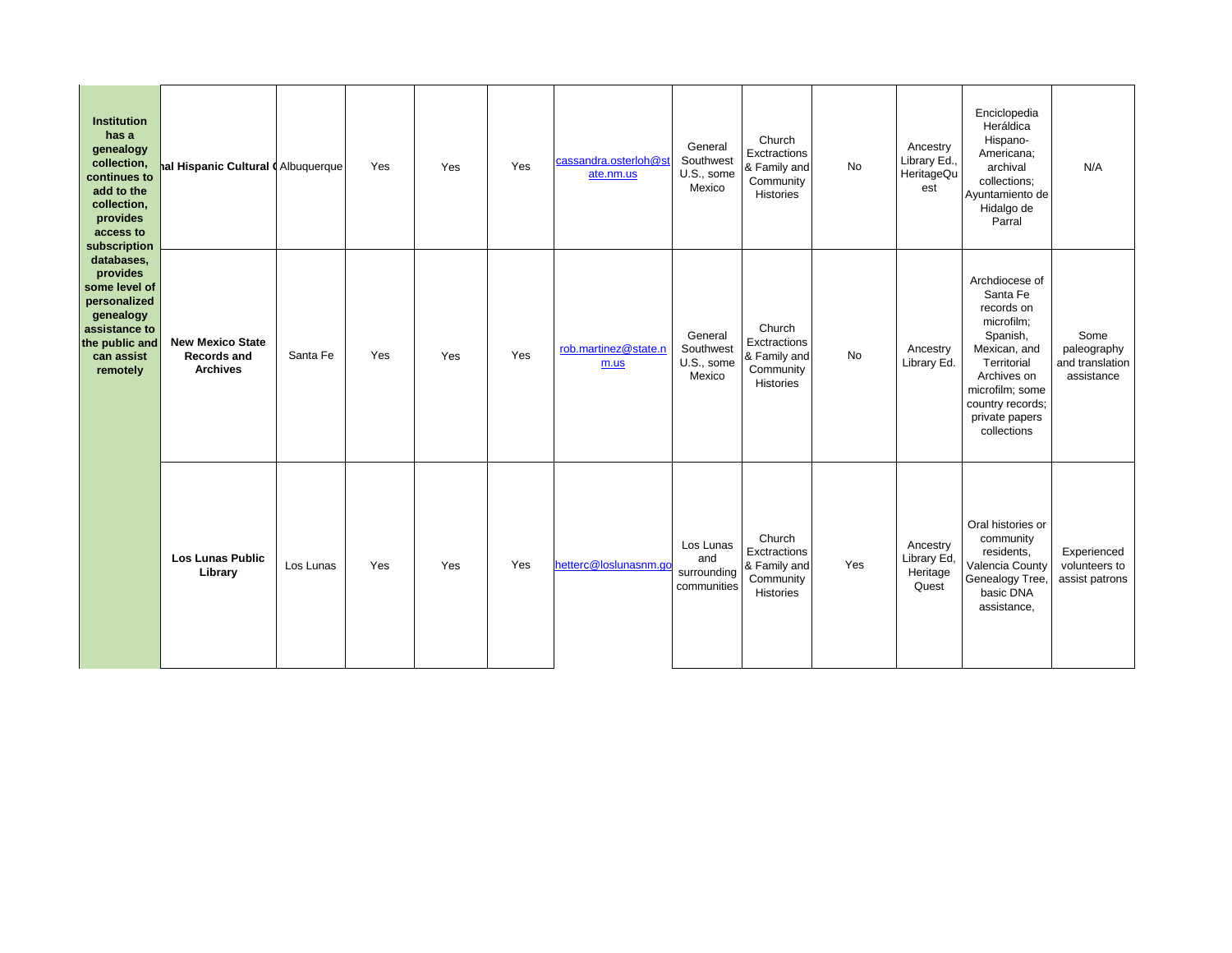| | | | | | | | | | | | | |
|---|---|---|---|---|---|---|---|---|---|---|---|---|
| **Institution has a genealogy collection, continues to add to the collection, provides access to subscription databases, provides some level of personalized genealogy assistance to the public and can assist remotely** | **al Hispanic Cultural (** | Albuquerque | Yes | Yes | Yes | cassandra.osterloh@state.nm.us | General Southwest U.S., some Mexico | Church Exctractions & Family and Community Histories | No | Ancestry Library Ed., HeritageQuest | Enciclopedia Heráldica Hispano-Americana; archival collections; Ayuntamiento de Hidalgo de Parral | N/A |
| | **New Mexico State Records and Archives** | Santa Fe | Yes | Yes | Yes | rob.martinez@state.nm.us | General Southwest U.S., some Mexico | Church Exctractions & Family and Community Histories | No | Ancestry Library Ed. | Archdiocese of Santa Fe records on microfilm; Spanish, Mexican, and Territorial Archives on microfilm; some country records; private papers collections | Some paleography and translation assistance |
| | **Los Lunas Public Library** | Los Lunas | Yes | Yes | Yes | hetterc@loslunasnm.go | Los Lunas and surrounding communities | Church Exctractions & Family and Community Histories | Yes | Ancestry Library Ed, Heritage Quest | Oral histories or community residents, Valencia County Genealogy Tree, basic DNA assistance, | Experienced volunteers to assist patrons |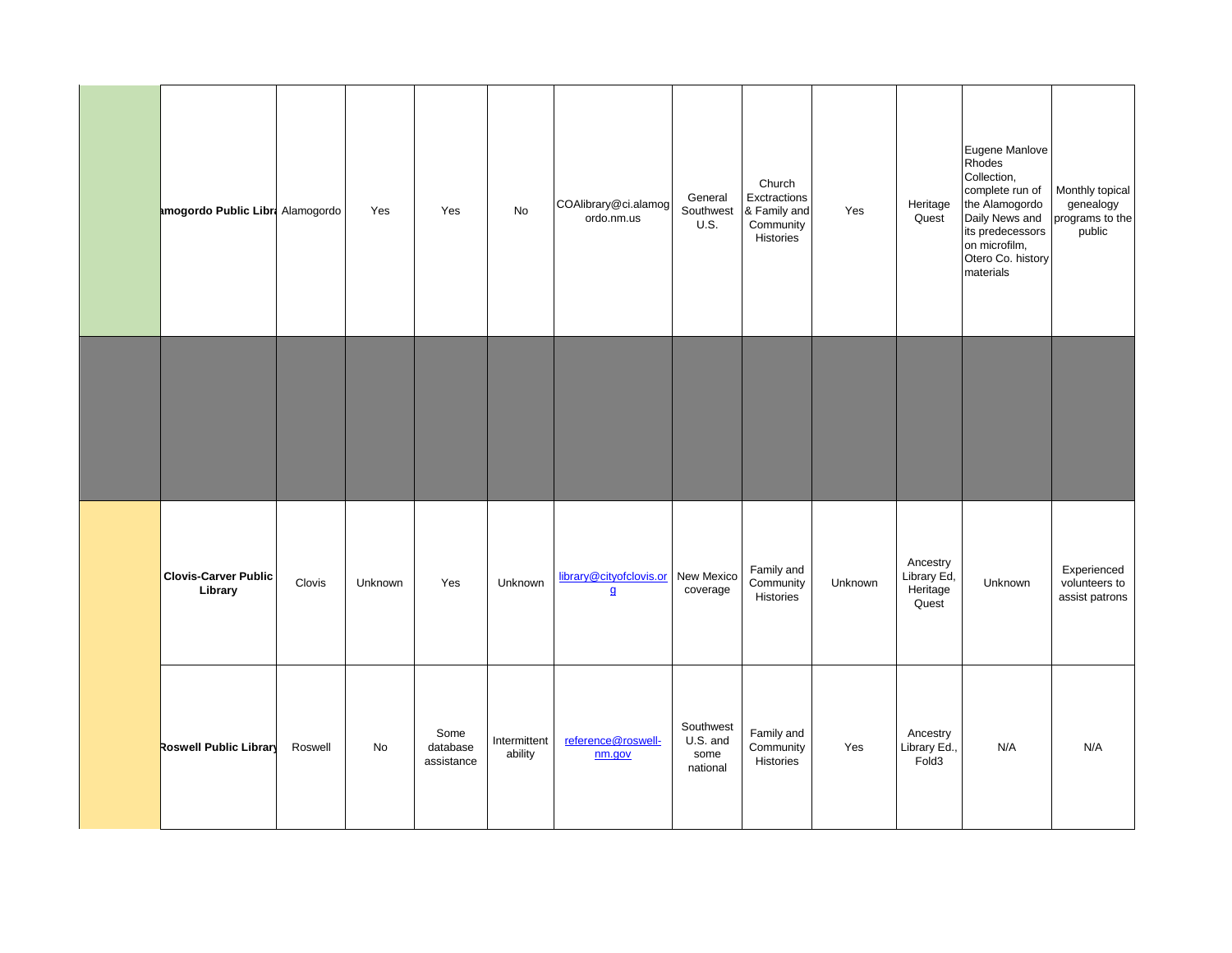| | | | | | | | | | | | | |
|---|---|---|---|---|---|---|---|---|---|---|---|---|
| | **amogordo Public Libr** | Alamogordo | Yes | Yes | No | COAlibrary@ci.alamogordo.nm.us | General Southwest U.S. | Church Exctractions & Family and Community Histories | Yes | Heritage Quest | Eugene Manlove Rhodes Collection, complete run of the Alamogordo Daily News and its predecessors on microfilm, Otero Co. history materials | Monthly topical genealogy programs to the public |
| | | | | | | | | | | | | |
| | **Clovis-Carver Public Library** | Clovis | Unknown | Yes | Unknown | library@cityofclovis.org | New Mexico coverage | Family and Community Histories | Unknown | Ancestry Library Ed, Heritage Quest | Unknown | Experienced volunteers to assist patrons |
| | **Roswell Public Library** | Roswell | No | Some database assistance | Intermittent ability | reference@roswell-nm.gov | Southwest U.S. and some national | Family and Community Histories | Yes | Ancestry Library Ed., Fold3 | N/A | N/A |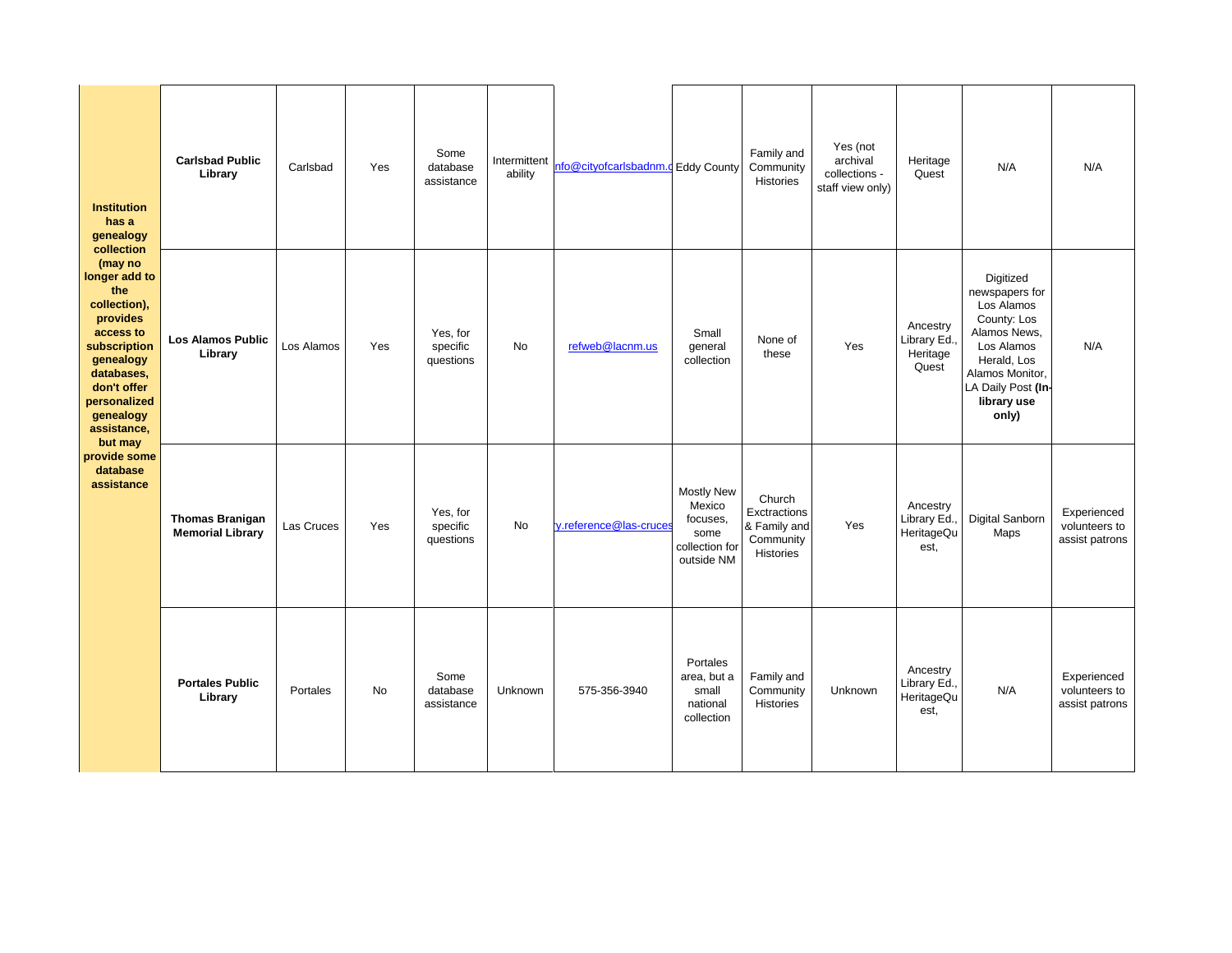| | | | | | | | | | | | | |
|---|---|---|---|---|---|---|---|---|---|---|---|---|
| **Institution has a genealogy collection (may no longer add to the collection), provides access to subscription genealogy databases, don't offer personalized genealogy assistance, but may provide some database assistance** | **Carlsbad Public Library** | Carlsbad | Yes | Some database assistance | Intermittent ability | nfo@cityofcarlsbadnm.c | Eddy County | Family and Community Histories | Yes (not archival collections - staff view only) | Heritage Quest | N/A | N/A |
| | **Los Alamos Public Library** | Los Alamos | Yes | Yes, for specific questions | No | refweb@lacnm.us | Small general collection | None of these | Yes | Ancestry Library Ed., Heritage Quest | Digitized newspapers for Los Alamos County: Los Alamos News, Los Alamos Herald, Los Alamos Monitor, LA Daily Post **(In-library use only)** | N/A |
| | **Thomas Branigan Memorial Library** | Las Cruces | Yes | Yes, for specific questions | No | y.reference@las-cruces | Mostly New Mexico focuses, some collection for outside NM | Church Exctractions & Family and Community Histories | Yes | Ancestry Library Ed., HeritageQuest, | Digital Sanborn Maps | Experienced volunteers to assist patrons |
| | **Portales Public Library** | Portales | No | Some database assistance | Unknown | 575-356-3940 | Portales area, but a small national collection | Family and Community Histories | Unknown | Ancestry Library Ed., HeritageQuest, | N/A | Experienced volunteers to assist patrons |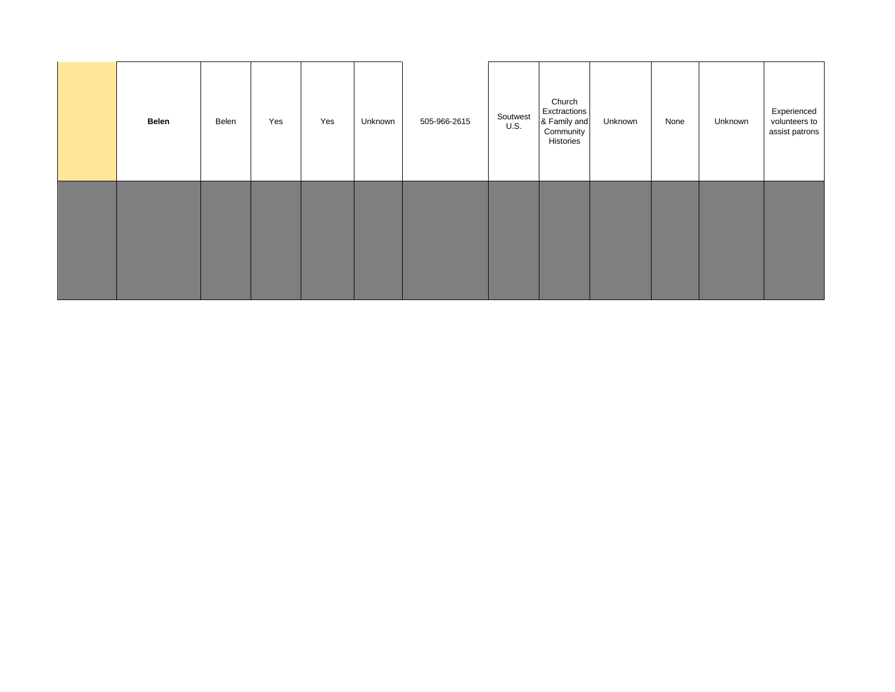| | | | | | | | | | | | | |
|---|---|---|---|---|---|---|---|---|---|---|---|---|
| | **Belen** | Belen | Yes | Yes | Unknown | 505-966-2615 | Soutwest U.S. | Church Exctractions & Family and Community Histories | Unknown | None | Unknown | Experienced volunteers to assist patrons |
| | | | | | | | | | | | | |